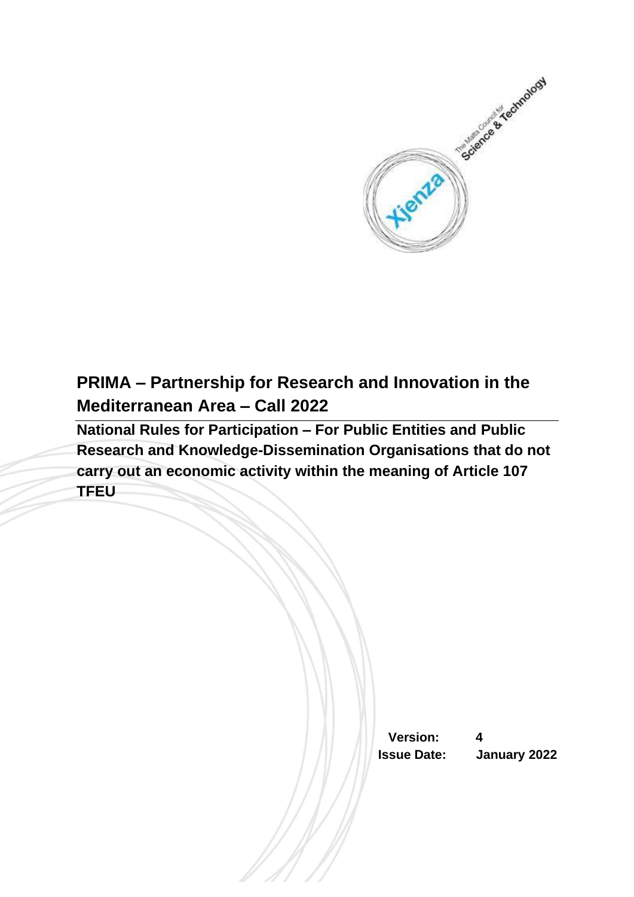# PRIMA – Partnership for Research and Innovation in the Mediterranean Area – Call 2022

## National Rules for Participation – For Public Entities and Public Research and Knowledge-Dissemination Organisations that do not carry out an economic activity within the meaning of Article 107 TFEU

**Version:** 4

**Issue Date:** January 2022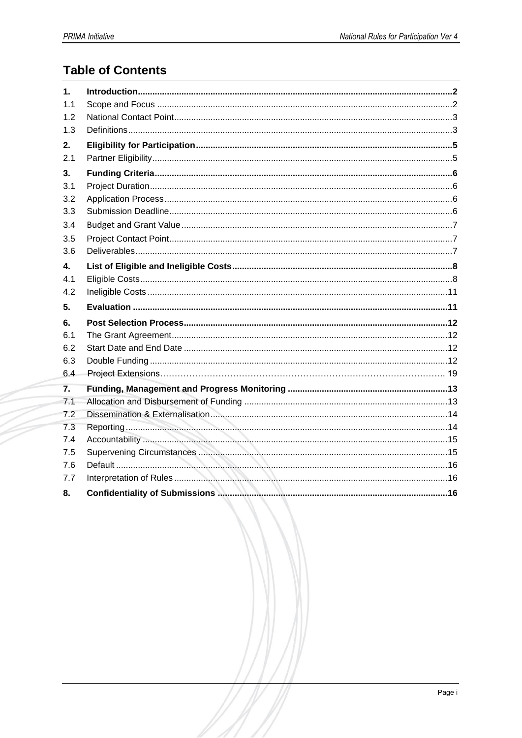# Table of Contents

| | | |
|---|---|---|
| **1.** | **Introduction** | **2** |
| 1.1 | Scope and Focus | 2 |
| 1.2 | National Contact Point | 3 |
| 1.3 | Definitions | 3 |
| **2.** | **Eligibility for Participation** | **5** |
| 2.1 | Partner Eligibility | 5 |
| **3.** | **Funding Criteria** | **6** |
| 3.1 | Project Duration | 6 |
| 3.2 | Application Process | 6 |
| 3.3 | Submission Deadline | 6 |
| 3.4 | Budget and Grant Value | 7 |
| 3.5 | Project Contact Point | 7 |
| 3.6 | Deliverables | 7 |
| **4.** | **List of Eligible and Ineligible Costs** | **8** |
| 4.1 | Eligible Costs | 8 |
| 4.2 | Ineligible Costs | 11 |
| **5.** | **Evaluation** | **11** |
| **6.** | **Post Selection Process** | **12** |
| 6.1 | The Grant Agreement | 12 |
| 6.2 | Start Date and End Date | 12 |
| 6.3 | Double Funding | 12 |
| 6.4 | Project Extensions | 19 |
| **7.** | **Funding, Management and Progress Monitoring** | **13** |
| 7.1 | Allocation and Disbursement of Funding | 13 |
| 7.2 | Dissemination & Externalisation | 14 |
| 7.3 | Reporting | 14 |
| 7.4 | Accountability | 15 |
| 7.5 | Supervening Circumstances | 15 |
| 7.6 | Default | 16 |
| 7.7 | Interpretation of Rules | 16 |
| **8.** | **Confidentiality of Submissions** | **16** |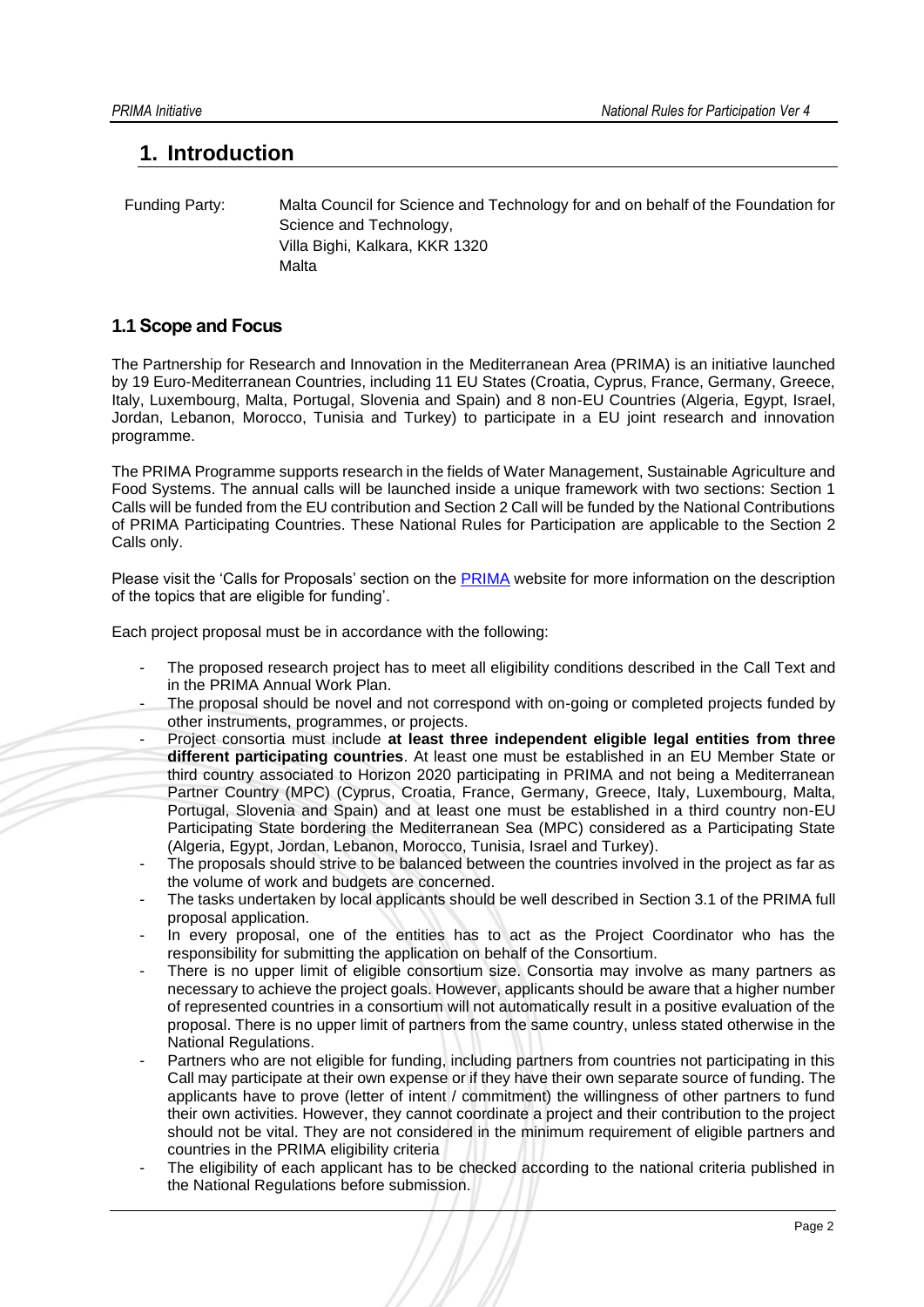# 1. Introduction

Funding Party: Malta Council for Science and Technology for and on behalf of the Foundation for Science and Technology,
Villa Bighi, Kalkara, KKR 1320
Malta

## 1.1 Scope and Focus

The Partnership for Research and Innovation in the Mediterranean Area (PRIMA) is an initiative launched by 19 Euro-Mediterranean Countries, including 11 EU States (Croatia, Cyprus, France, Germany, Greece, Italy, Luxembourg, Malta, Portugal, Slovenia and Spain) and 8 non-EU Countries (Algeria, Egypt, Israel, Jordan, Lebanon, Morocco, Tunisia and Turkey) to participate in a EU joint research and innovation programme.

The PRIMA Programme supports research in the fields of Water Management, Sustainable Agriculture and Food Systems. The annual calls will be launched inside a unique framework with two sections: Section 1 Calls will be funded from the EU contribution and Section 2 Call will be funded by the National Contributions of PRIMA Participating Countries. These National Rules for Participation are applicable to the Section 2 Calls only.

Please visit the 'Calls for Proposals' section on the PRIMA website for more information on the description of the topics that are eligible for funding'.

Each project proposal must be in accordance with the following:

- The proposed research project has to meet all eligibility conditions described in the Call Text and in the PRIMA Annual Work Plan.
- The proposal should be novel and not correspond with on-going or completed projects funded by other instruments, programmes, or projects.
- Project consortia must include **at least three independent eligible legal entities from three different participating countries**. At least one must be established in an EU Member State or third country associated to Horizon 2020 participating in PRIMA and not being a Mediterranean Partner Country (MPC) (Cyprus, Croatia, France, Germany, Greece, Italy, Luxembourg, Malta, Portugal, Slovenia and Spain) and at least one must be established in a third country non-EU Participating State bordering the Mediterranean Sea (MPC) considered as a Participating State (Algeria, Egypt, Jordan, Lebanon, Morocco, Tunisia, Israel and Turkey).
- The proposals should strive to be balanced between the countries involved in the project as far as the volume of work and budgets are concerned.
- The tasks undertaken by local applicants should be well described in Section 3.1 of the PRIMA full proposal application.
- In every proposal, one of the entities has to act as the Project Coordinator who has the responsibility for submitting the application on behalf of the Consortium.
- There is no upper limit of eligible consortium size. Consortia may involve as many partners as necessary to achieve the project goals. However, applicants should be aware that a higher number of represented countries in a consortium will not automatically result in a positive evaluation of the proposal. There is no upper limit of partners from the same country, unless stated otherwise in the National Regulations.
- Partners who are not eligible for funding, including partners from countries not participating in this Call may participate at their own expense or if they have their own separate source of funding. The applicants have to prove (letter of intent / commitment) the willingness of other partners to fund their own activities. However, they cannot coordinate a project and their contribution to the project should not be vital. They are not considered in the minimum requirement of eligible partners and countries in the PRIMA eligibility criteria
- The eligibility of each applicant has to be checked according to the national criteria published in the National Regulations before submission.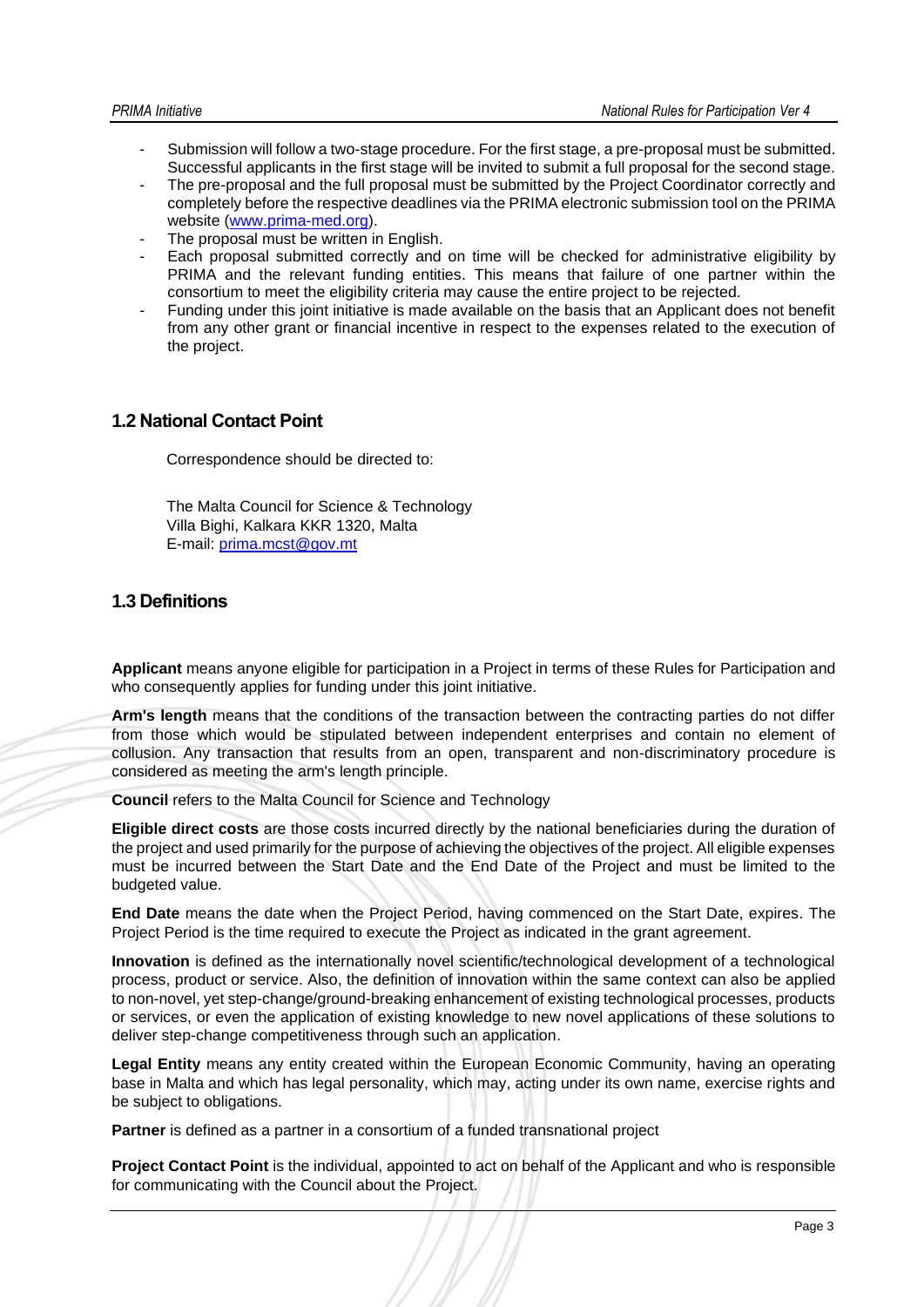- Submission will follow a two-stage procedure. For the first stage, a pre-proposal must be submitted. Successful applicants in the first stage will be invited to submit a full proposal for the second stage.
- The pre-proposal and the full proposal must be submitted by the Project Coordinator correctly and completely before the respective deadlines via the PRIMA electronic submission tool on the PRIMA website ([www.prima-med.org](http://www.prima-med.org)).
- The proposal must be written in English.
- Each proposal submitted correctly and on time will be checked for administrative eligibility by PRIMA and the relevant funding entities. This means that failure of one partner within the consortium to meet the eligibility criteria may cause the entire project to be rejected.
- Funding under this joint initiative is made available on the basis that an Applicant does not benefit from any other grant or financial incentive in respect to the expenses related to the execution of the project.

## 1.2 National Contact Point

Correspondence should be directed to:

The Malta Council for Science & Technology
Villa Bighi, Kalkara KKR 1320, Malta
E-mail: [prima.mcst@gov.mt](mailto:prima.mcst@gov.mt)

## 1.3 Definitions

**Applicant** means anyone eligible for participation in a Project in terms of these Rules for Participation and who consequently applies for funding under this joint initiative.

**Arm's length** means that the conditions of the transaction between the contracting parties do not differ from those which would be stipulated between independent enterprises and contain no element of collusion. Any transaction that results from an open, transparent and non-discriminatory procedure is considered as meeting the arm's length principle.

**Council** refers to the Malta Council for Science and Technology

**Eligible direct costs** are those costs incurred directly by the national beneficiaries during the duration of the project and used primarily for the purpose of achieving the objectives of the project. All eligible expenses must be incurred between the Start Date and the End Date of the Project and must be limited to the budgeted value.

**End Date** means the date when the Project Period, having commenced on the Start Date, expires. The Project Period is the time required to execute the Project as indicated in the grant agreement.

**Innovation** is defined as the internationally novel scientific/technological development of a technological process, product or service. Also, the definition of innovation within the same context can also be applied to non-novel, yet step-change/ground-breaking enhancement of existing technological processes, products or services, or even the application of existing knowledge to new novel applications of these solutions to deliver step-change competitiveness through such an application.

**Legal Entity** means any entity created within the European Economic Community, having an operating base in Malta and which has legal personality, which may, acting under its own name, exercise rights and be subject to obligations.

**Partner** is defined as a partner in a consortium of a funded transnational project

**Project Contact Point** is the individual, appointed to act on behalf of the Applicant and who is responsible for communicating with the Council about the Project.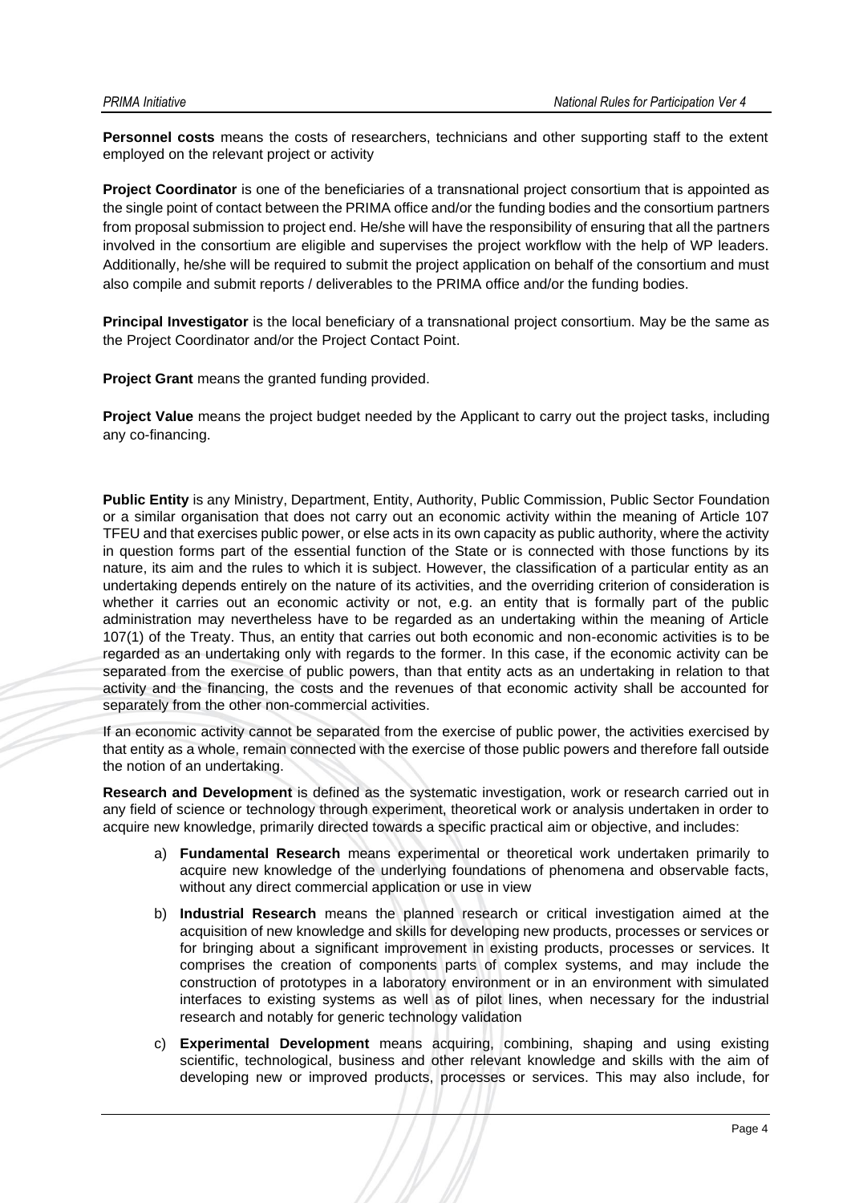**Personnel costs** means the costs of researchers, technicians and other supporting staff to the extent employed on the relevant project or activity

**Project Coordinator** is one of the beneficiaries of a transnational project consortium that is appointed as the single point of contact between the PRIMA office and/or the funding bodies and the consortium partners from proposal submission to project end. He/she will have the responsibility of ensuring that all the partners involved in the consortium are eligible and supervises the project workflow with the help of WP leaders. Additionally, he/she will be required to submit the project application on behalf of the consortium and must also compile and submit reports / deliverables to the PRIMA office and/or the funding bodies.

**Principal Investigator** is the local beneficiary of a transnational project consortium. May be the same as the Project Coordinator and/or the Project Contact Point.

**Project Grant** means the granted funding provided.

**Project Value** means the project budget needed by the Applicant to carry out the project tasks, including any co-financing.

**Public Entity** is any Ministry, Department, Entity, Authority, Public Commission, Public Sector Foundation or a similar organisation that does not carry out an economic activity within the meaning of Article 107 TFEU and that exercises public power, or else acts in its own capacity as public authority, where the activity in question forms part of the essential function of the State or is connected with those functions by its nature, its aim and the rules to which it is subject. However, the classification of a particular entity as an undertaking depends entirely on the nature of its activities, and the overriding criterion of consideration is whether it carries out an economic activity or not, e.g. an entity that is formally part of the public administration may nevertheless have to be regarded as an undertaking within the meaning of Article 107(1) of the Treaty. Thus, an entity that carries out both economic and non-economic activities is to be regarded as an undertaking only with regards to the former. In this case, if the economic activity can be separated from the exercise of public powers, than that entity acts as an undertaking in relation to that activity and the financing, the costs and the revenues of that economic activity shall be accounted for separately from the other non-commercial activities.

If an economic activity cannot be separated from the exercise of public power, the activities exercised by that entity as a whole, remain connected with the exercise of those public powers and therefore fall outside the notion of an undertaking.

**Research and Development** is defined as the systematic investigation, work or research carried out in any field of science or technology through experiment, theoretical work or analysis undertaken in order to acquire new knowledge, primarily directed towards a specific practical aim or objective, and includes:

a) **Fundamental Research** means experimental or theoretical work undertaken primarily to acquire new knowledge of the underlying foundations of phenomena and observable facts, without any direct commercial application or use in view

b) **Industrial Research** means the planned research or critical investigation aimed at the acquisition of new knowledge and skills for developing new products, processes or services or for bringing about a significant improvement in existing products, processes or services. It comprises the creation of components parts of complex systems, and may include the construction of prototypes in a laboratory environment or in an environment with simulated interfaces to existing systems as well as of pilot lines, when necessary for the industrial research and notably for generic technology validation

c) **Experimental Development** means acquiring, combining, shaping and using existing scientific, technological, business and other relevant knowledge and skills with the aim of developing new or improved products, processes or services. This may also include, for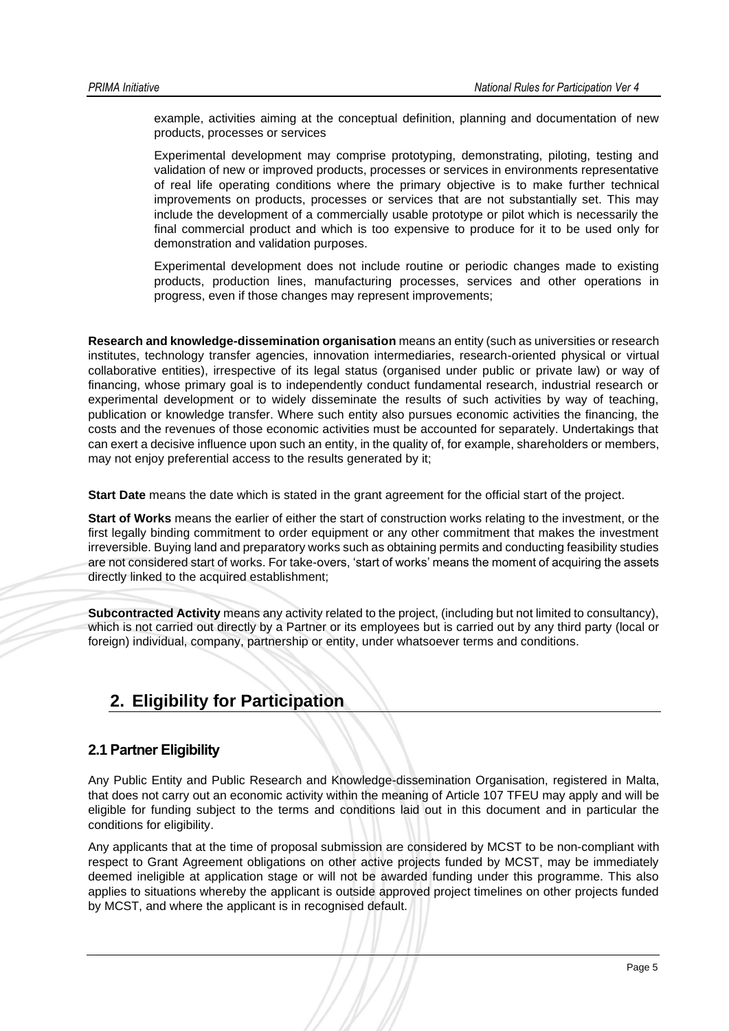example, activities aiming at the conceptual definition, planning and documentation of new products, processes or services

Experimental development may comprise prototyping, demonstrating, piloting, testing and validation of new or improved products, processes or services in environments representative of real life operating conditions where the primary objective is to make further technical improvements on products, processes or services that are not substantially set. This may include the development of a commercially usable prototype or pilot which is necessarily the final commercial product and which is too expensive to produce for it to be used only for demonstration and validation purposes.

Experimental development does not include routine or periodic changes made to existing products, production lines, manufacturing processes, services and other operations in progress, even if those changes may represent improvements;

**Research and knowledge-dissemination organisation** means an entity (such as universities or research institutes, technology transfer agencies, innovation intermediaries, research-oriented physical or virtual collaborative entities), irrespective of its legal status (organised under public or private law) or way of financing, whose primary goal is to independently conduct fundamental research, industrial research or experimental development or to widely disseminate the results of such activities by way of teaching, publication or knowledge transfer. Where such entity also pursues economic activities the financing, the costs and the revenues of those economic activities must be accounted for separately. Undertakings that can exert a decisive influence upon such an entity, in the quality of, for example, shareholders or members, may not enjoy preferential access to the results generated by it;

**Start Date** means the date which is stated in the grant agreement for the official start of the project.

**Start of Works** means the earlier of either the start of construction works relating to the investment, or the first legally binding commitment to order equipment or any other commitment that makes the investment irreversible. Buying land and preparatory works such as obtaining permits and conducting feasibility studies are not considered start of works. For take-overs, 'start of works' means the moment of acquiring the assets directly linked to the acquired establishment;

**Subcontracted Activity** means any activity related to the project, (including but not limited to consultancy), which is not carried out directly by a Partner or its employees but is carried out by any third party (local or foreign) individual, company, partnership or entity, under whatsoever terms and conditions.

# 2. Eligibility for Participation

## 2.1 Partner Eligibility

Any Public Entity and Public Research and Knowledge-dissemination Organisation, registered in Malta, that does not carry out an economic activity within the meaning of Article 107 TFEU may apply and will be eligible for funding subject to the terms and conditions laid out in this document and in particular the conditions for eligibility.

Any applicants that at the time of proposal submission are considered by MCST to be non-compliant with respect to Grant Agreement obligations on other active projects funded by MCST, may be immediately deemed ineligible at application stage or will not be awarded funding under this programme. This also applies to situations whereby the applicant is outside approved project timelines on other projects funded by MCST, and where the applicant is in recognised default.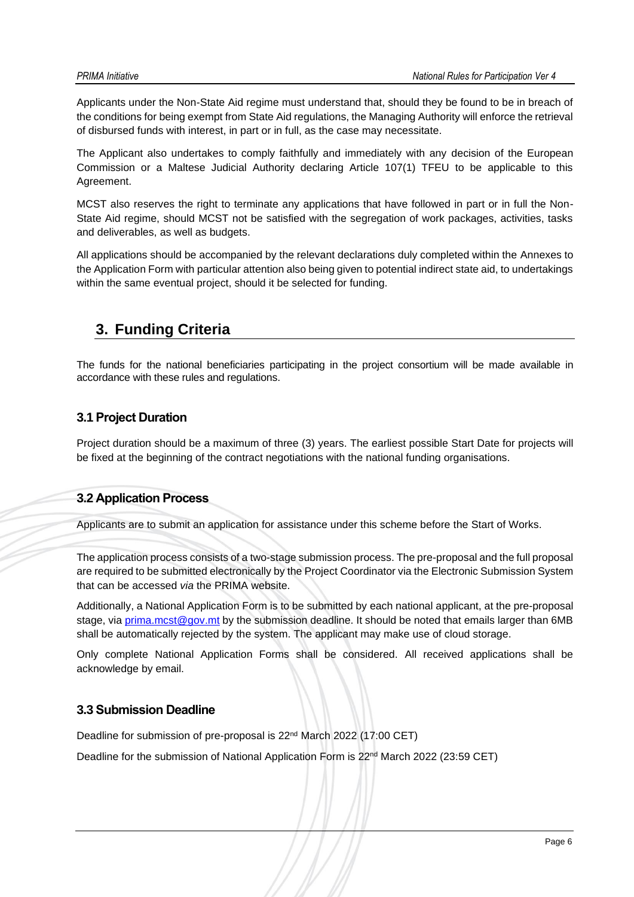Applicants under the Non-State Aid regime must understand that, should they be found to be in breach of the conditions for being exempt from State Aid regulations, the Managing Authority will enforce the retrieval of disbursed funds with interest, in part or in full, as the case may necessitate.

The Applicant also undertakes to comply faithfully and immediately with any decision of the European Commission or a Maltese Judicial Authority declaring Article 107(1) TFEU to be applicable to this Agreement.

MCST also reserves the right to terminate any applications that have followed in part or in full the Non-State Aid regime, should MCST not be satisfied with the segregation of work packages, activities, tasks and deliverables, as well as budgets.

All applications should be accompanied by the relevant declarations duly completed within the Annexes to the Application Form with particular attention also being given to potential indirect state aid, to undertakings within the same eventual project, should it be selected for funding.

# 3. Funding Criteria

The funds for the national beneficiaries participating in the project consortium will be made available in accordance with these rules and regulations.

## 3.1 Project Duration

Project duration should be a maximum of three (3) years. The earliest possible Start Date for projects will be fixed at the beginning of the contract negotiations with the national funding organisations.

## 3.2 Application Process

Applicants are to submit an application for assistance under this scheme before the Start of Works.

The application process consists of a two-stage submission process. The pre-proposal and the full proposal are required to be submitted electronically by the Project Coordinator via the Electronic Submission System that can be accessed *via* the PRIMA website.

Additionally, a National Application Form is to be submitted by each national applicant, at the pre-proposal stage, via prima.mcst@gov.mt by the submission deadline. It should be noted that emails larger than 6MB shall be automatically rejected by the system. The applicant may make use of cloud storage.

Only complete National Application Forms shall be considered. All received applications shall be acknowledge by email.

## 3.3 Submission Deadline

Deadline for submission of pre-proposal is 22nd March 2022 (17:00 CET)

Deadline for the submission of National Application Form is 22nd March 2022 (23:59 CET)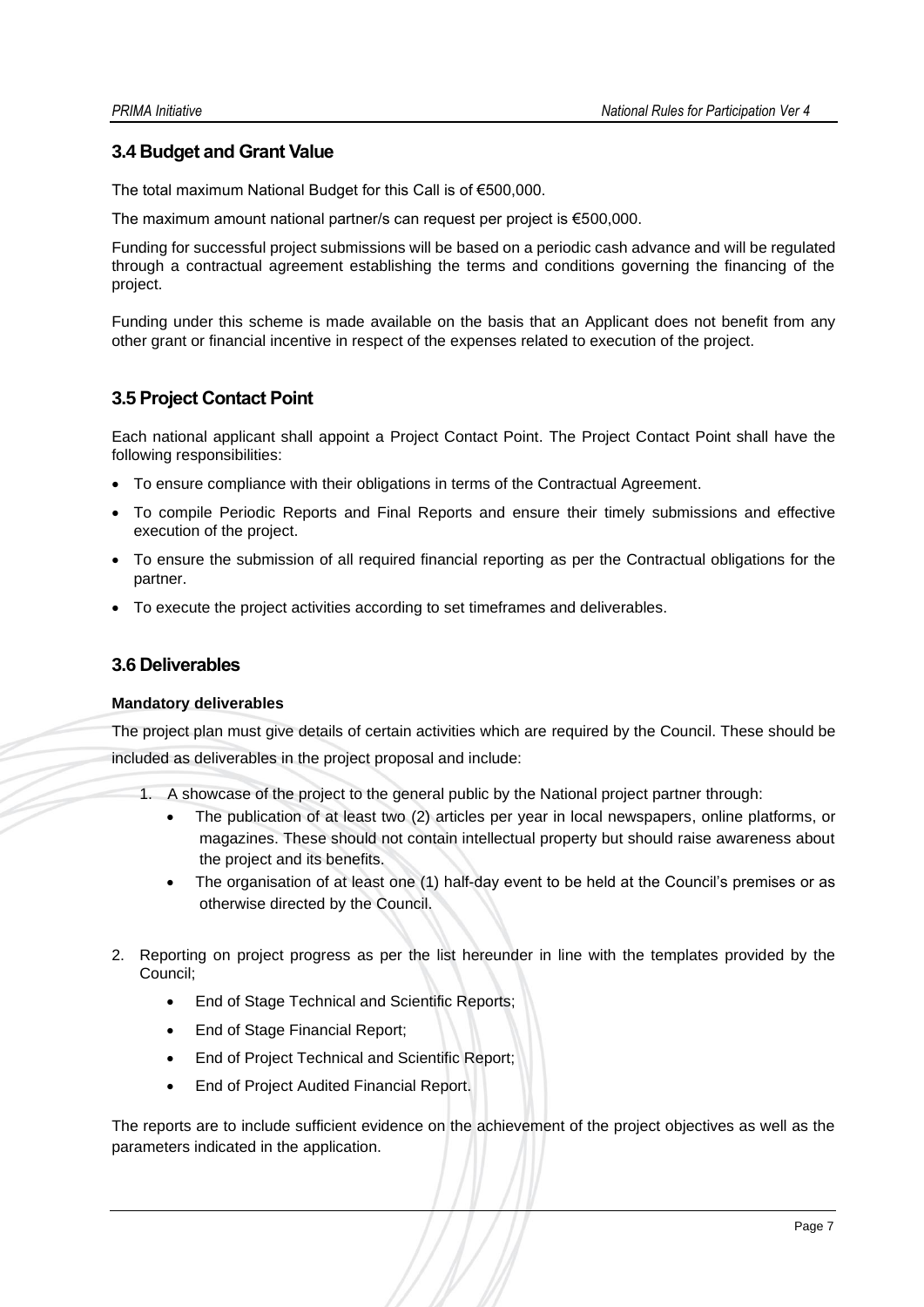## 3.4 Budget and Grant Value

The total maximum National Budget for this Call is of €500,000.

The maximum amount national partner/s can request per project is €500,000.

Funding for successful project submissions will be based on a periodic cash advance and will be regulated through a contractual agreement establishing the terms and conditions governing the financing of the project.

Funding under this scheme is made available on the basis that an Applicant does not benefit from any other grant or financial incentive in respect of the expenses related to execution of the project.

## 3.5 Project Contact Point

Each national applicant shall appoint a Project Contact Point. The Project Contact Point shall have the following responsibilities:

- To ensure compliance with their obligations in terms of the Contractual Agreement.
- To compile Periodic Reports and Final Reports and ensure their timely submissions and effective execution of the project.
- To ensure the submission of all required financial reporting as per the Contractual obligations for the partner.
- To execute the project activities according to set timeframes and deliverables.

## 3.6 Deliverables

**Mandatory deliverables**

The project plan must give details of certain activities which are required by the Council. These should be included as deliverables in the project proposal and include:

1. A showcase of the project to the general public by the National project partner through:
    - The publication of at least two (2) articles per year in local newspapers, online platforms, or magazines. These should not contain intellectual property but should raise awareness about the project and its benefits.
    - The organisation of at least one (1) half-day event to be held at the Council's premises or as otherwise directed by the Council.

2. Reporting on project progress as per the list hereunder in line with the templates provided by the Council;
    - End of Stage Technical and Scientific Reports;
    - End of Stage Financial Report;
    - End of Project Technical and Scientific Report;
    - End of Project Audited Financial Report.

The reports are to include sufficient evidence on the achievement of the project objectives as well as the parameters indicated in the application.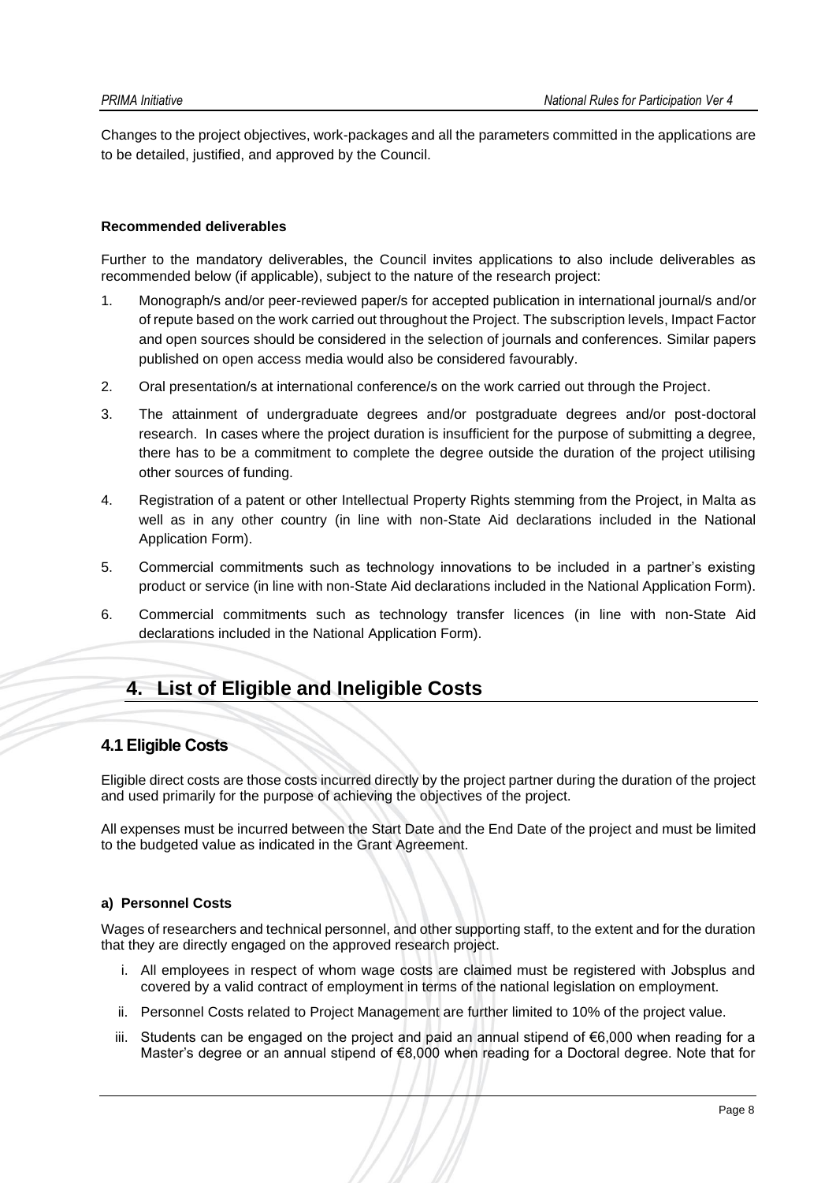Changes to the project objectives, work-packages and all the parameters committed in the applications are to be detailed, justified, and approved by the Council.

**Recommended deliverables**

Further to the mandatory deliverables, the Council invites applications to also include deliverables as recommended below (if applicable), subject to the nature of the research project:

1. Monograph/s and/or peer-reviewed paper/s for accepted publication in international journal/s and/or of repute based on the work carried out throughout the Project. The subscription levels, Impact Factor and open sources should be considered in the selection of journals and conferences. Similar papers published on open access media would also be considered favourably.
2. Oral presentation/s at international conference/s on the work carried out through the Project.
3. The attainment of undergraduate degrees and/or postgraduate degrees and/or post-doctoral research. In cases where the project duration is insufficient for the purpose of submitting a degree, there has to be a commitment to complete the degree outside the duration of the project utilising other sources of funding.
4. Registration of a patent or other Intellectual Property Rights stemming from the Project, in Malta as well as in any other country (in line with non-State Aid declarations included in the National Application Form).
5. Commercial commitments such as technology innovations to be included in a partner's existing product or service (in line with non-State Aid declarations included in the National Application Form).
6. Commercial commitments such as technology transfer licences (in line with non-State Aid declarations included in the National Application Form).

# 4. List of Eligible and Ineligible Costs

## 4.1 Eligible Costs

Eligible direct costs are those costs incurred directly by the project partner during the duration of the project and used primarily for the purpose of achieving the objectives of the project.

All expenses must be incurred between the Start Date and the End Date of the project and must be limited to the budgeted value as indicated in the Grant Agreement.

**a) Personnel Costs**

Wages of researchers and technical personnel, and other supporting staff, to the extent and for the duration that they are directly engaged on the approved research project.

i. All employees in respect of whom wage costs are claimed must be registered with Jobsplus and covered by a valid contract of employment in terms of the national legislation on employment.

ii. Personnel Costs related to Project Management are further limited to 10% of the project value.

iii. Students can be engaged on the project and paid an annual stipend of €6,000 when reading for a Master's degree or an annual stipend of €8,000 when reading for a Doctoral degree. Note that for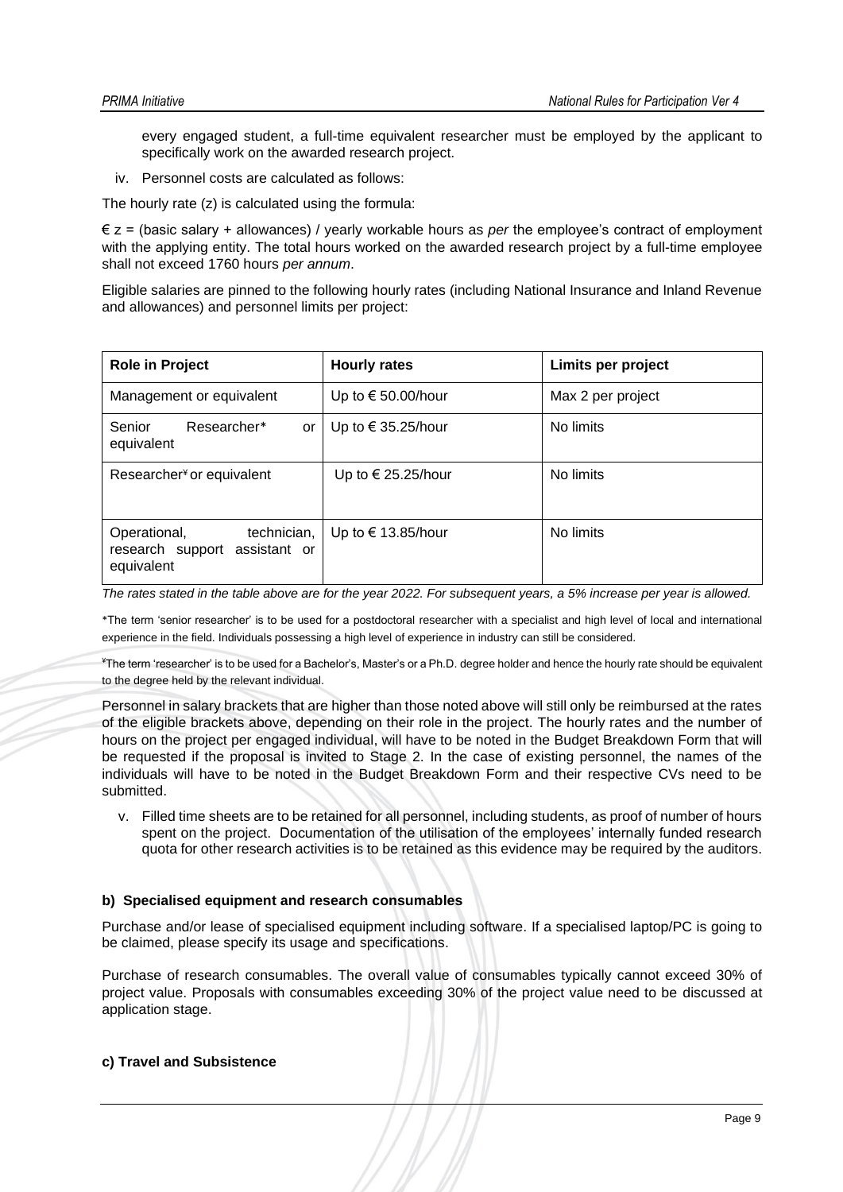every engaged student, a full-time equivalent researcher must be employed by the applicant to specifically work on the awarded research project.

iv. Personnel costs are calculated as follows:

The hourly rate (z) is calculated using the formula:

€ z = (basic salary + allowances) / yearly workable hours as *per* the employee's contract of employment with the applying entity. The total hours worked on the awarded research project by a full-time employee shall not exceed 1760 hours *per annum*.

Eligible salaries are pinned to the following hourly rates (including National Insurance and Inland Revenue and allowances) and personnel limits per project:

| Role in Project | Hourly rates | Limits per project |
|---|---|---|
| Management or equivalent | Up to € 50.00/hour | Max 2 per project |
| Senior Researcher* or equivalent | Up to € 35.25/hour | No limits |
| Researcher¥ or equivalent | Up to € 25.25/hour | No limits |
| Operational, technician, research support assistant or equivalent | Up to € 13.85/hour | No limits |

*The rates stated in the table above are for the year 2022. For subsequent years, a 5% increase per year is allowed.*

*The term 'senior researcher' is to be used for a postdoctoral researcher with a specialist and high level of local and international experience in the field. Individuals possessing a high level of experience in industry can still be considered.

¥The term 'researcher' is to be used for a Bachelor's, Master's or a Ph.D. degree holder and hence the hourly rate should be equivalent to the degree held by the relevant individual.

Personnel in salary brackets that are higher than those noted above will still only be reimbursed at the rates of the eligible brackets above, depending on their role in the project. The hourly rates and the number of hours on the project per engaged individual, will have to be noted in the Budget Breakdown Form that will be requested if the proposal is invited to Stage 2. In the case of existing personnel, the names of the individuals will have to be noted in the Budget Breakdown Form and their respective CVs need to be submitted.

v. Filled time sheets are to be retained for all personnel, including students, as proof of number of hours spent on the project. Documentation of the utilisation of the employees' internally funded research quota for other research activities is to be retained as this evidence may be required by the auditors.

#### b) Specialised equipment and research consumables

Purchase and/or lease of specialised equipment including software. If a specialised laptop/PC is going to be claimed, please specify its usage and specifications.

Purchase of research consumables. The overall value of consumables typically cannot exceed 30% of project value. Proposals with consumables exceeding 30% of the project value need to be discussed at application stage.

#### c) Travel and Subsistence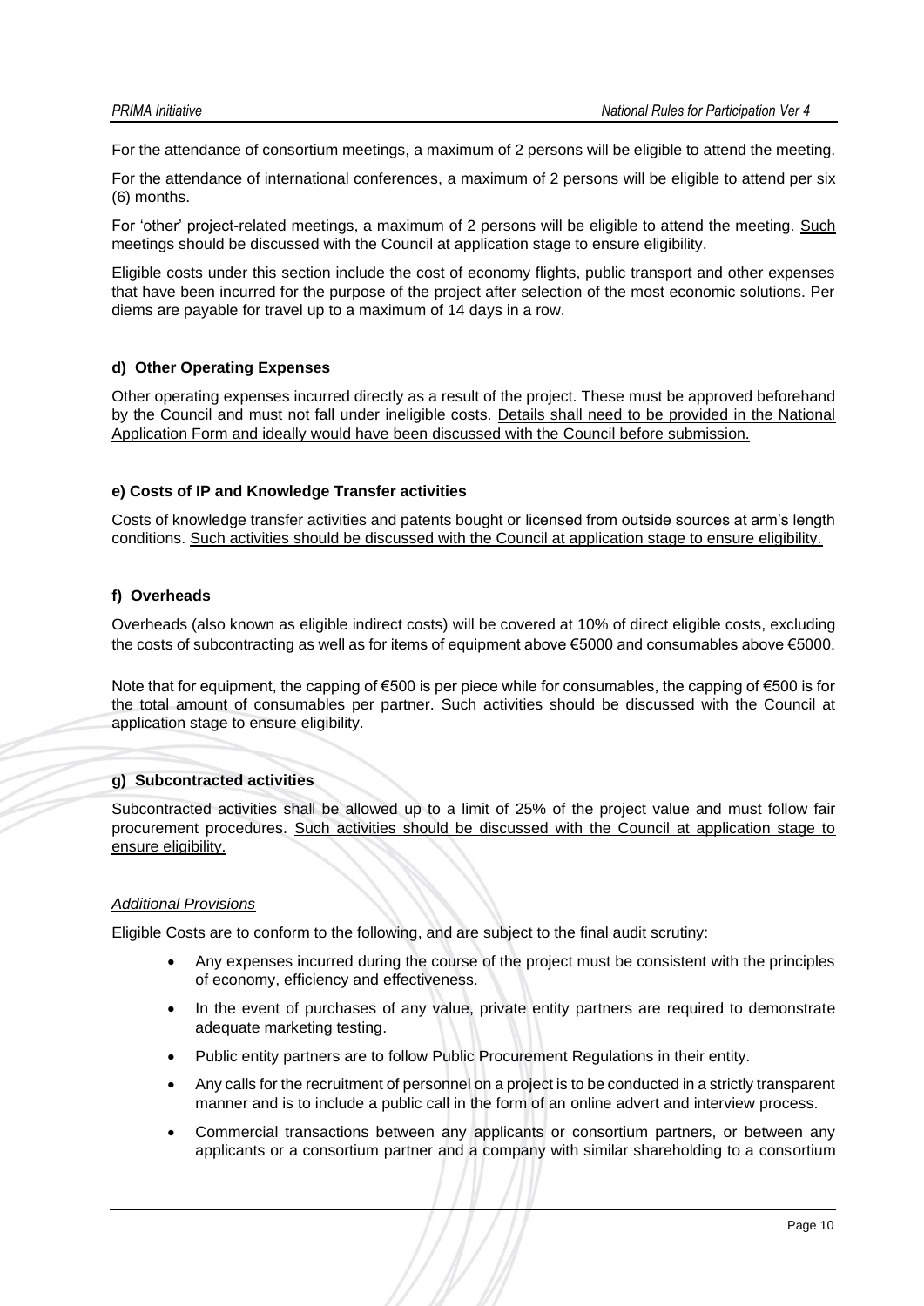For the attendance of consortium meetings, a maximum of 2 persons will be eligible to attend the meeting.

For the attendance of international conferences, a maximum of 2 persons will be eligible to attend per six (6) months.

For 'other' project-related meetings, a maximum of 2 persons will be eligible to attend the meeting. Such meetings should be discussed with the Council at application stage to ensure eligibility.

Eligible costs under this section include the cost of economy flights, public transport and other expenses that have been incurred for the purpose of the project after selection of the most economic solutions. Per diems are payable for travel up to a maximum of 14 days in a row.

#### d) Other Operating Expenses

Other operating expenses incurred directly as a result of the project. These must be approved beforehand by the Council and must not fall under ineligible costs. Details shall need to be provided in the National Application Form and ideally would have been discussed with the Council before submission.

#### e) Costs of IP and Knowledge Transfer activities

Costs of knowledge transfer activities and patents bought or licensed from outside sources at arm's length conditions. Such activities should be discussed with the Council at application stage to ensure eligibility.

#### f) Overheads

Overheads (also known as eligible indirect costs) will be covered at 10% of direct eligible costs, excluding the costs of subcontracting as well as for items of equipment above €5000 and consumables above €5000.

Note that for equipment, the capping of €500 is per piece while for consumables, the capping of €500 is for the total amount of consumables per partner. Such activities should be discussed with the Council at application stage to ensure eligibility.

#### g) Subcontracted activities

Subcontracted activities shall be allowed up to a limit of 25% of the project value and must follow fair procurement procedures. Such activities should be discussed with the Council at application stage to ensure eligibility.

*Additional Provisions*

Eligible Costs are to conform to the following, and are subject to the final audit scrutiny:

- Any expenses incurred during the course of the project must be consistent with the principles of economy, efficiency and effectiveness.
- In the event of purchases of any value, private entity partners are required to demonstrate adequate marketing testing.
- Public entity partners are to follow Public Procurement Regulations in their entity.
- Any calls for the recruitment of personnel on a project is to be conducted in a strictly transparent manner and is to include a public call in the form of an online advert and interview process.
- Commercial transactions between any applicants or consortium partners, or between any applicants or a consortium partner and a company with similar shareholding to a consortium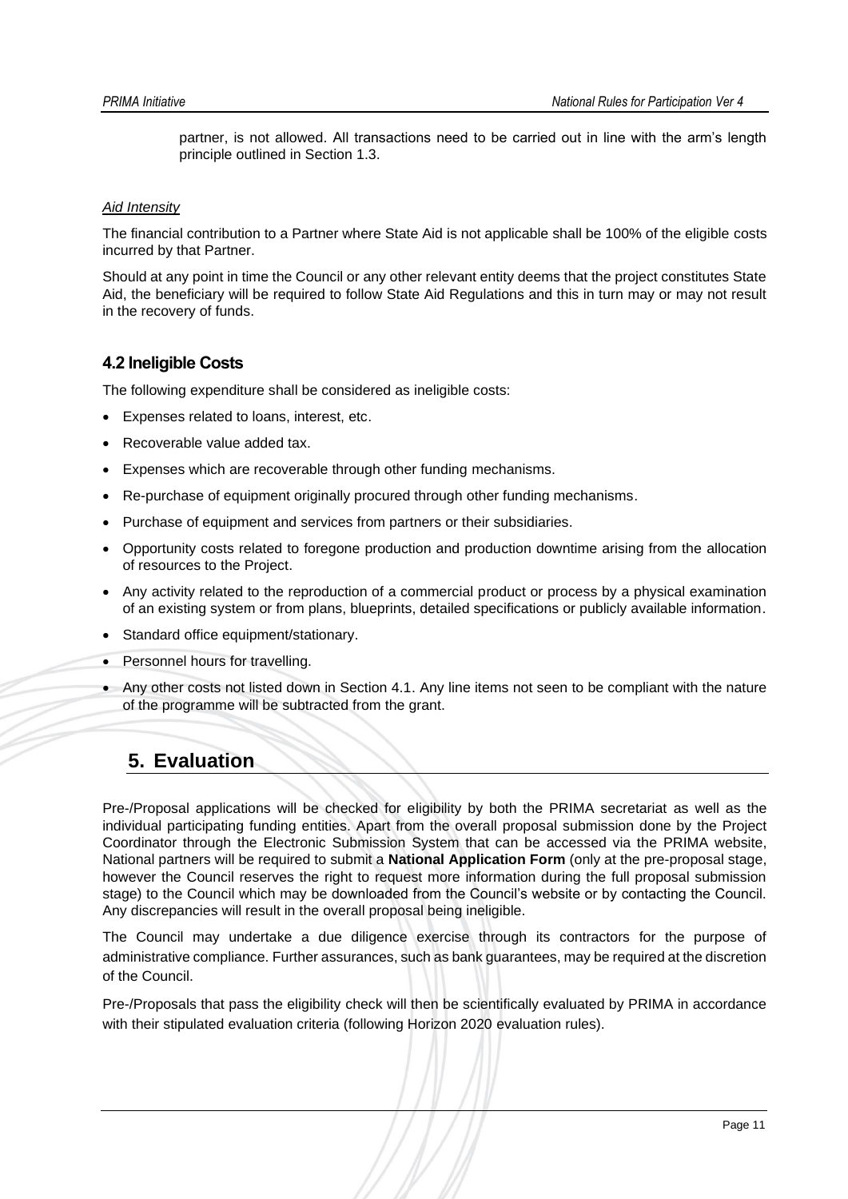partner, is not allowed. All transactions need to be carried out in line with the arm's length principle outlined in Section 1.3.

*Aid Intensity*

The financial contribution to a Partner where State Aid is not applicable shall be 100% of the eligible costs incurred by that Partner.

Should at any point in time the Council or any other relevant entity deems that the project constitutes State Aid, the beneficiary will be required to follow State Aid Regulations and this in turn may or may not result in the recovery of funds.

### 4.2 Ineligible Costs

The following expenditure shall be considered as ineligible costs:

- Expenses related to loans, interest, etc.
- Recoverable value added tax.
- Expenses which are recoverable through other funding mechanisms.
- Re-purchase of equipment originally procured through other funding mechanisms.
- Purchase of equipment and services from partners or their subsidiaries.
- Opportunity costs related to foregone production and production downtime arising from the allocation of resources to the Project.
- Any activity related to the reproduction of a commercial product or process by a physical examination of an existing system or from plans, blueprints, detailed specifications or publicly available information.
- Standard office equipment/stationary.
- Personnel hours for travelling.
- Any other costs not listed down in Section 4.1. Any line items not seen to be compliant with the nature of the programme will be subtracted from the grant.

## 5. Evaluation

Pre-/Proposal applications will be checked for eligibility by both the PRIMA secretariat as well as the individual participating funding entities. Apart from the overall proposal submission done by the Project Coordinator through the Electronic Submission System that can be accessed via the PRIMA website, National partners will be required to submit a **National Application Form** (only at the pre-proposal stage, however the Council reserves the right to request more information during the full proposal submission stage) to the Council which may be downloaded from the Council's website or by contacting the Council. Any discrepancies will result in the overall proposal being ineligible.

The Council may undertake a due diligence exercise through its contractors for the purpose of administrative compliance. Further assurances, such as bank guarantees, may be required at the discretion of the Council.

Pre-/Proposals that pass the eligibility check will then be scientifically evaluated by PRIMA in accordance with their stipulated evaluation criteria (following Horizon 2020 evaluation rules).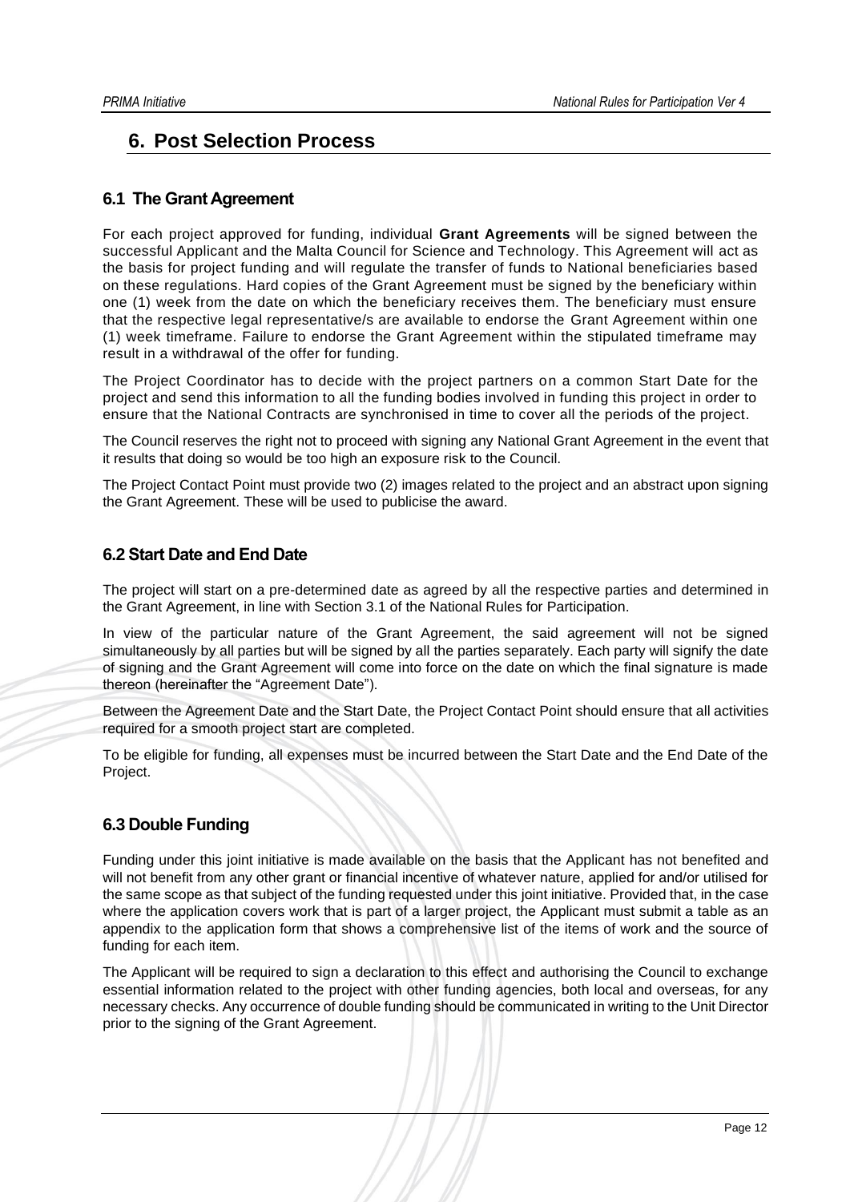# 6. Post Selection Process

## 6.1 The Grant Agreement

For each project approved for funding, individual **Grant Agreements** will be signed between the successful Applicant and the Malta Council for Science and Technology. This Agreement will act as the basis for project funding and will regulate the transfer of funds to National beneficiaries based on these regulations. Hard copies of the Grant Agreement must be signed by the beneficiary within one (1) week from the date on which the beneficiary receives them. The beneficiary must ensure that the respective legal representative/s are available to endorse the Grant Agreement within one (1) week timeframe. Failure to endorse the Grant Agreement within the stipulated timeframe may result in a withdrawal of the offer for funding.

The Project Coordinator has to decide with the project partners on a common Start Date for the project and send this information to all the funding bodies involved in funding this project in order to ensure that the National Contracts are synchronised in time to cover all the periods of the project.

The Council reserves the right not to proceed with signing any National Grant Agreement in the event that it results that doing so would be too high an exposure risk to the Council.

The Project Contact Point must provide two (2) images related to the project and an abstract upon signing the Grant Agreement. These will be used to publicise the award.

## 6.2 Start Date and End Date

The project will start on a pre-determined date as agreed by all the respective parties and determined in the Grant Agreement, in line with Section 3.1 of the National Rules for Participation.

In view of the particular nature of the Grant Agreement, the said agreement will not be signed simultaneously by all parties but will be signed by all the parties separately. Each party will signify the date of signing and the Grant Agreement will come into force on the date on which the final signature is made thereon (hereinafter the "Agreement Date").

Between the Agreement Date and the Start Date, the Project Contact Point should ensure that all activities required for a smooth project start are completed.

To be eligible for funding, all expenses must be incurred between the Start Date and the End Date of the Project.

## 6.3 Double Funding

Funding under this joint initiative is made available on the basis that the Applicant has not benefited and will not benefit from any other grant or financial incentive of whatever nature, applied for and/or utilised for the same scope as that subject of the funding requested under this joint initiative. Provided that, in the case where the application covers work that is part of a larger project, the Applicant must submit a table as an appendix to the application form that shows a comprehensive list of the items of work and the source of funding for each item.

The Applicant will be required to sign a declaration to this effect and authorising the Council to exchange essential information related to the project with other funding agencies, both local and overseas, for any necessary checks. Any occurrence of double funding should be communicated in writing to the Unit Director prior to the signing of the Grant Agreement.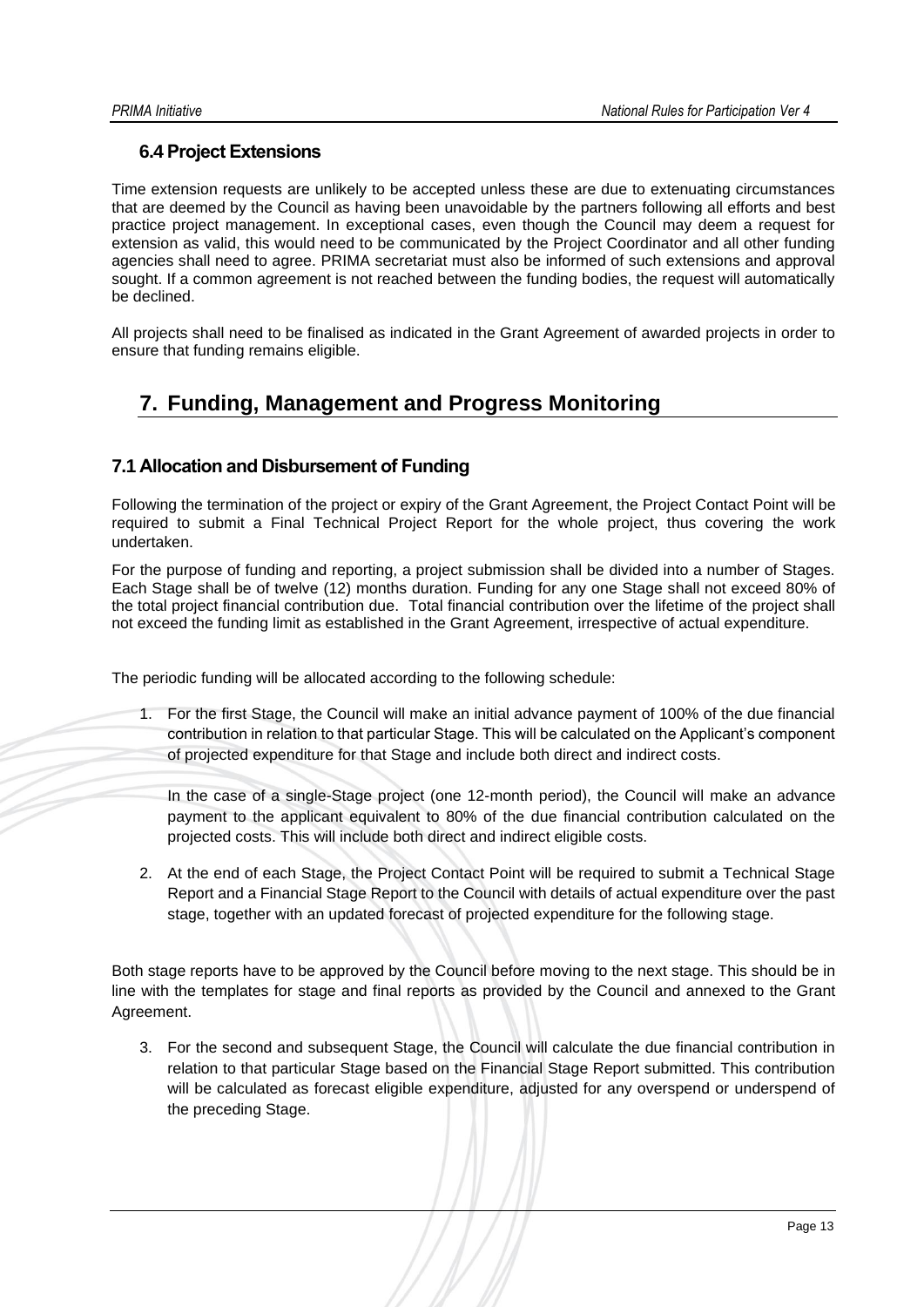### 6.4 Project Extensions

Time extension requests are unlikely to be accepted unless these are due to extenuating circumstances that are deemed by the Council as having been unavoidable by the partners following all efforts and best practice project management. In exceptional cases, even though the Council may deem a request for extension as valid, this would need to be communicated by the Project Coordinator and all other funding agencies shall need to agree. PRIMA secretariat must also be informed of such extensions and approval sought. If a common agreement is not reached between the funding bodies, the request will automatically be declined.

All projects shall need to be finalised as indicated in the Grant Agreement of awarded projects in order to ensure that funding remains eligible.

## 7. Funding, Management and Progress Monitoring

### 7.1 Allocation and Disbursement of Funding

Following the termination of the project or expiry of the Grant Agreement, the Project Contact Point will be required to submit a Final Technical Project Report for the whole project, thus covering the work undertaken.

For the purpose of funding and reporting, a project submission shall be divided into a number of Stages. Each Stage shall be of twelve (12) months duration. Funding for any one Stage shall not exceed 80% of the total project financial contribution due. Total financial contribution over the lifetime of the project shall not exceed the funding limit as established in the Grant Agreement, irrespective of actual expenditure.

The periodic funding will be allocated according to the following schedule:

1. For the first Stage, the Council will make an initial advance payment of 100% of the due financial contribution in relation to that particular Stage. This will be calculated on the Applicant's component of projected expenditure for that Stage and include both direct and indirect costs.

   In the case of a single-Stage project (one 12-month period), the Council will make an advance payment to the applicant equivalent to 80% of the due financial contribution calculated on the projected costs. This will include both direct and indirect eligible costs.

2. At the end of each Stage, the Project Contact Point will be required to submit a Technical Stage Report and a Financial Stage Report to the Council with details of actual expenditure over the past stage, together with an updated forecast of projected expenditure for the following stage.

Both stage reports have to be approved by the Council before moving to the next stage. This should be in line with the templates for stage and final reports as provided by the Council and annexed to the Grant Agreement.

3. For the second and subsequent Stage, the Council will calculate the due financial contribution in relation to that particular Stage based on the Financial Stage Report submitted. This contribution will be calculated as forecast eligible expenditure, adjusted for any overspend or underspend of the preceding Stage.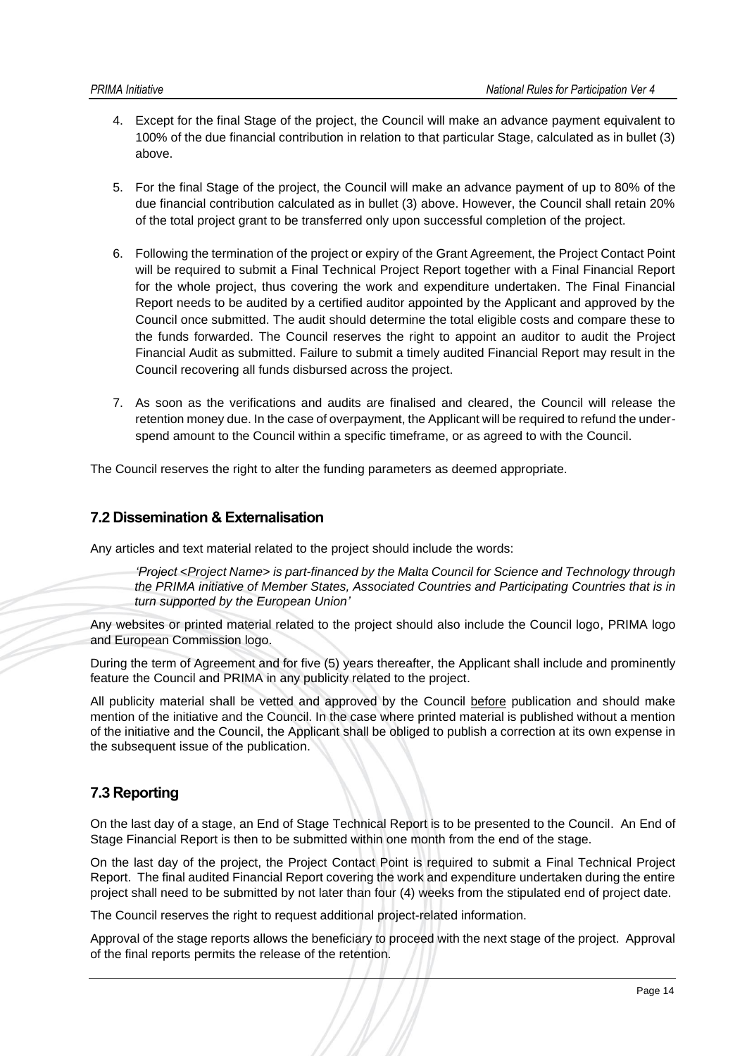4. Except for the final Stage of the project, the Council will make an advance payment equivalent to 100% of the due financial contribution in relation to that particular Stage, calculated as in bullet (3) above.

5. For the final Stage of the project, the Council will make an advance payment of up to 80% of the due financial contribution calculated as in bullet (3) above. However, the Council shall retain 20% of the total project grant to be transferred only upon successful completion of the project.

6. Following the termination of the project or expiry of the Grant Agreement, the Project Contact Point will be required to submit a Final Technical Project Report together with a Final Financial Report for the whole project, thus covering the work and expenditure undertaken. The Final Financial Report needs to be audited by a certified auditor appointed by the Applicant and approved by the Council once submitted. The audit should determine the total eligible costs and compare these to the funds forwarded. The Council reserves the right to appoint an auditor to audit the Project Financial Audit as submitted. Failure to submit a timely audited Financial Report may result in the Council recovering all funds disbursed across the project.

7. As soon as the verifications and audits are finalised and cleared, the Council will release the retention money due. In the case of overpayment, the Applicant will be required to refund the under-spend amount to the Council within a specific timeframe, or as agreed to with the Council.

The Council reserves the right to alter the funding parameters as deemed appropriate.

## 7.2 Dissemination & Externalisation

Any articles and text material related to the project should include the words:

> *'Project <Project Name> is part-financed by the Malta Council for Science and Technology through the PRIMA initiative of Member States, Associated Countries and Participating Countries that is in turn supported by the European Union'*

Any websites or printed material related to the project should also include the Council logo, PRIMA logo and European Commission logo.

During the term of Agreement and for five (5) years thereafter, the Applicant shall include and prominently feature the Council and PRIMA in any publicity related to the project.

All publicity material shall be vetted and approved by the Council before publication and should make mention of the initiative and the Council. In the case where printed material is published without a mention of the initiative and the Council, the Applicant shall be obliged to publish a correction at its own expense in the subsequent issue of the publication.

## 7.3 Reporting

On the last day of a stage, an End of Stage Technical Report is to be presented to the Council. An End of Stage Financial Report is then to be submitted within one month from the end of the stage.

On the last day of the project, the Project Contact Point is required to submit a Final Technical Project Report. The final audited Financial Report covering the work and expenditure undertaken during the entire project shall need to be submitted by not later than four (4) weeks from the stipulated end of project date.

The Council reserves the right to request additional project-related information.

Approval of the stage reports allows the beneficiary to proceed with the next stage of the project. Approval of the final reports permits the release of the retention.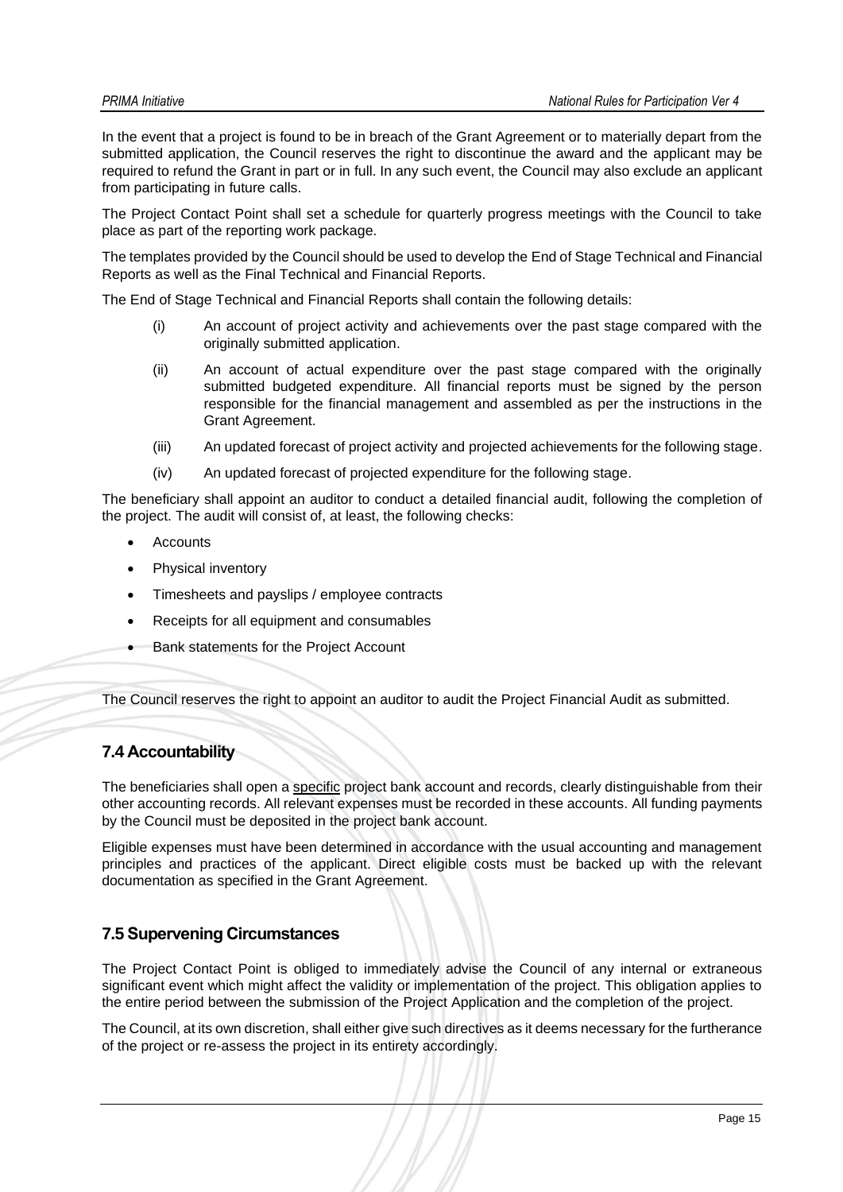In the event that a project is found to be in breach of the Grant Agreement or to materially depart from the submitted application, the Council reserves the right to discontinue the award and the applicant may be required to refund the Grant in part or in full. In any such event, the Council may also exclude an applicant from participating in future calls.

The Project Contact Point shall set a schedule for quarterly progress meetings with the Council to take place as part of the reporting work package.

The templates provided by the Council should be used to develop the End of Stage Technical and Financial Reports as well as the Final Technical and Financial Reports.

The End of Stage Technical and Financial Reports shall contain the following details:

(i) An account of project activity and achievements over the past stage compared with the originally submitted application.

(ii) An account of actual expenditure over the past stage compared with the originally submitted budgeted expenditure. All financial reports must be signed by the person responsible for the financial management and assembled as per the instructions in the Grant Agreement.

(iii) An updated forecast of project activity and projected achievements for the following stage.

(iv) An updated forecast of projected expenditure for the following stage.

The beneficiary shall appoint an auditor to conduct a detailed financial audit, following the completion of the project. The audit will consist of, at least, the following checks:

- Accounts
- Physical inventory
- Timesheets and payslips / employee contracts
- Receipts for all equipment and consumables
- Bank statements for the Project Account

The Council reserves the right to appoint an auditor to audit the Project Financial Audit as submitted.

## 7.4 Accountability

The beneficiaries shall open a specific project bank account and records, clearly distinguishable from their other accounting records. All relevant expenses must be recorded in these accounts. All funding payments by the Council must be deposited in the project bank account.

Eligible expenses must have been determined in accordance with the usual accounting and management principles and practices of the applicant. Direct eligible costs must be backed up with the relevant documentation as specified in the Grant Agreement.

## 7.5 Supervening Circumstances

The Project Contact Point is obliged to immediately advise the Council of any internal or extraneous significant event which might affect the validity or implementation of the project. This obligation applies to the entire period between the submission of the Project Application and the completion of the project.

The Council, at its own discretion, shall either give such directives as it deems necessary for the furtherance of the project or re-assess the project in its entirety accordingly.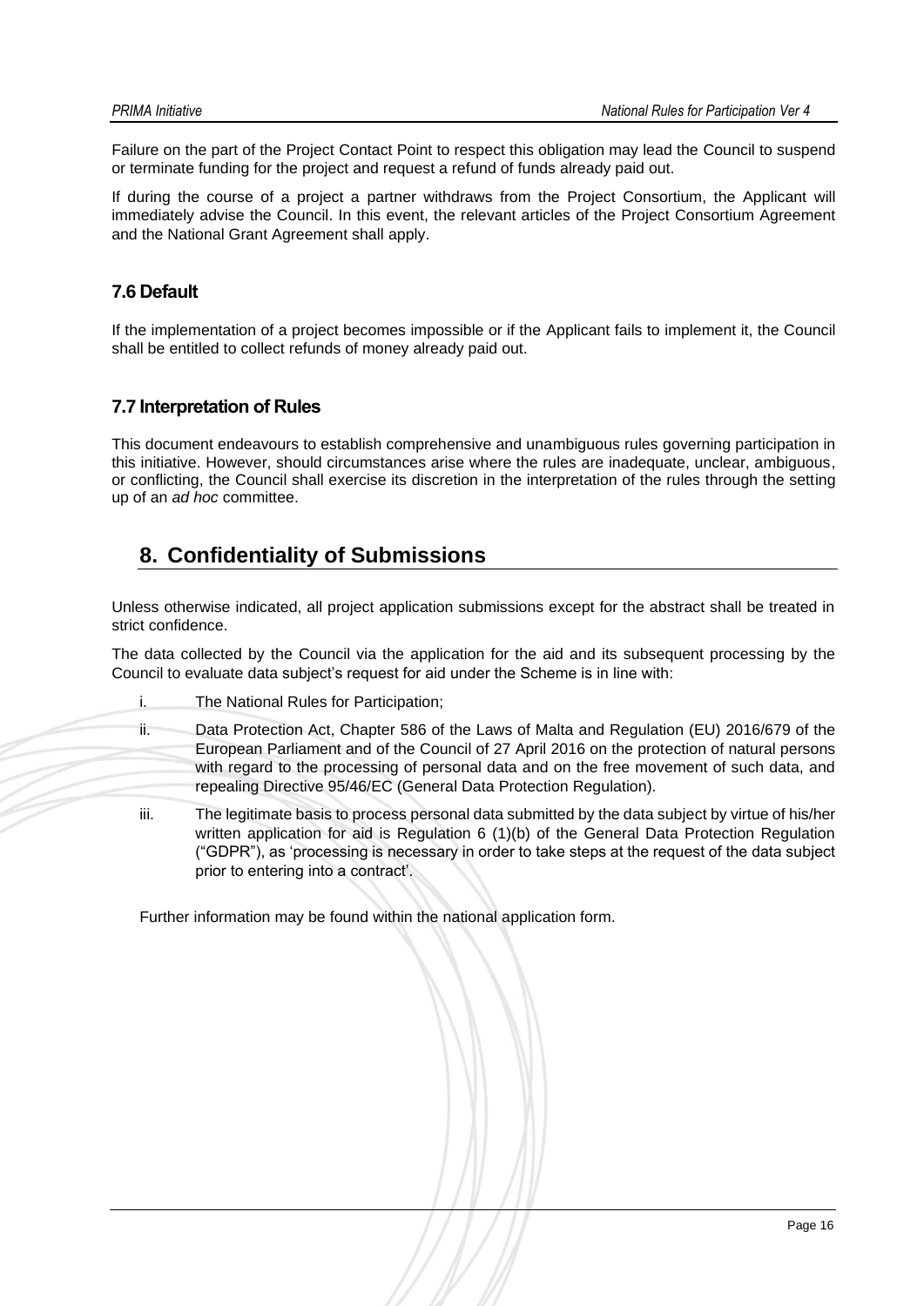Failure on the part of the Project Contact Point to respect this obligation may lead the Council to suspend or terminate funding for the project and request a refund of funds already paid out.

If during the course of a project a partner withdraws from the Project Consortium, the Applicant will immediately advise the Council. In this event, the relevant articles of the Project Consortium Agreement and the National Grant Agreement shall apply.

### 7.6 Default

If the implementation of a project becomes impossible or if the Applicant fails to implement it, the Council shall be entitled to collect refunds of money already paid out.

### 7.7 Interpretation of Rules

This document endeavours to establish comprehensive and unambiguous rules governing participation in this initiative. However, should circumstances arise where the rules are inadequate, unclear, ambiguous, or conflicting, the Council shall exercise its discretion in the interpretation of the rules through the setting up of an *ad hoc* committee.

## 8. Confidentiality of Submissions

Unless otherwise indicated, all project application submissions except for the abstract shall be treated in strict confidence.

The data collected by the Council via the application for the aid and its subsequent processing by the Council to evaluate data subject's request for aid under the Scheme is in line with:

i. The National Rules for Participation;

ii. Data Protection Act, Chapter 586 of the Laws of Malta and Regulation (EU) 2016/679 of the European Parliament and of the Council of 27 April 2016 on the protection of natural persons with regard to the processing of personal data and on the free movement of such data, and repealing Directive 95/46/EC (General Data Protection Regulation).

iii. The legitimate basis to process personal data submitted by the data subject by virtue of his/her written application for aid is Regulation 6 (1)(b) of the General Data Protection Regulation ("GDPR"), as 'processing is necessary in order to take steps at the request of the data subject prior to entering into a contract'.

Further information may be found within the national application form.